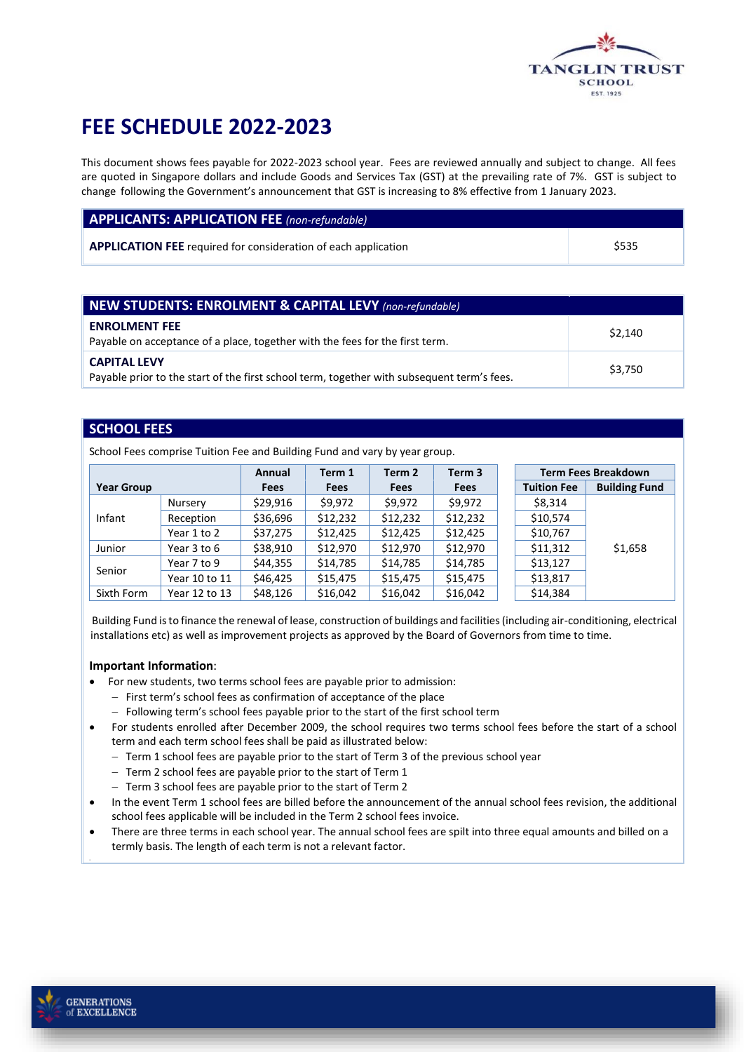# FEE SCHEDULE 2022-2023

This document shows fees payable for 2022-2023 school year. Fees are reviewed annually and subject to change. All fees are quoted in Singapore dollars and include Goods and Services Tax (GST) at the prevailing rate of 7%. GST is subject to change following the Government's announcement that GST is increasing to 8% effective from 1 January 2023.

| **APPLICANTS: APPLICATION FEE** *(non-refundable)* | |
|---|---|
| **APPLICATION FEE** required for consideration of each application | $535 |

| **NEW STUDENTS: ENROLMENT & CAPITAL LEVY** *(non-refundable)* | |
|---|---|
| **ENROLMENT FEE**<br>Payable on acceptance of a place, together with the fees for the first term. | $2,140 |
| **CAPITAL LEVY**<br>Payable prior to the start of the first school term, together with subsequent term's fees. | $3,750 |

## SCHOOL FEES

School Fees comprise Tuition Fee and Building Fund and vary by year group.

| Year Group | | Annual Fees | Term 1 Fees | Term 2 Fees | Term 3 Fees | Term Fees Breakdown: Tuition Fee | Term Fees Breakdown: Building Fund |
|---|---|---|---|---|---|---|---|
| Infant | Nursery | $29,916 | $9,972 | $9,972 | $9,972 | $8,314 | $1,658 |
| | Reception | $36,696 | $12,232 | $12,232 | $12,232 | $10,574 | |
| | Year 1 to 2 | $37,275 | $12,425 | $12,425 | $12,425 | $10,767 | |
| Junior | Year 3 to 6 | $38,910 | $12,970 | $12,970 | $12,970 | $11,312 | |
| Senior | Year 7 to 9 | $44,355 | $14,785 | $14,785 | $14,785 | $13,127 | |
| | Year 10 to 11 | $46,425 | $15,475 | $15,475 | $15,475 | $13,817 | |
| Sixth Form | Year 12 to 13 | $48,126 | $16,042 | $16,042 | $16,042 | $14,384 | |

Building Fund is to finance the renewal of lease, construction of buildings and facilities (including air-conditioning, electrical installations etc) as well as improvement projects as approved by the Board of Governors from time to time.

**Important Information**:

- For new students, two terms school fees are payable prior to admission:
  - First term's school fees as confirmation of acceptance of the place
  - Following term's school fees payable prior to the start of the first school term
- For students enrolled after December 2009, the school requires two terms school fees before the start of a school term and each term school fees shall be paid as illustrated below:
  - Term 1 school fees are payable prior to the start of Term 3 of the previous school year
  - Term 2 school fees are payable prior to the start of Term 1
  - Term 3 school fees are payable prior to the start of Term 2
- In the event Term 1 school fees are billed before the announcement of the annual school fees revision, the additional school fees applicable will be included in the Term 2 school fees invoice.
- There are three terms in each school year. The annual school fees are spilt into three equal amounts and billed on a termly basis. The length of each term is not a relevant factor.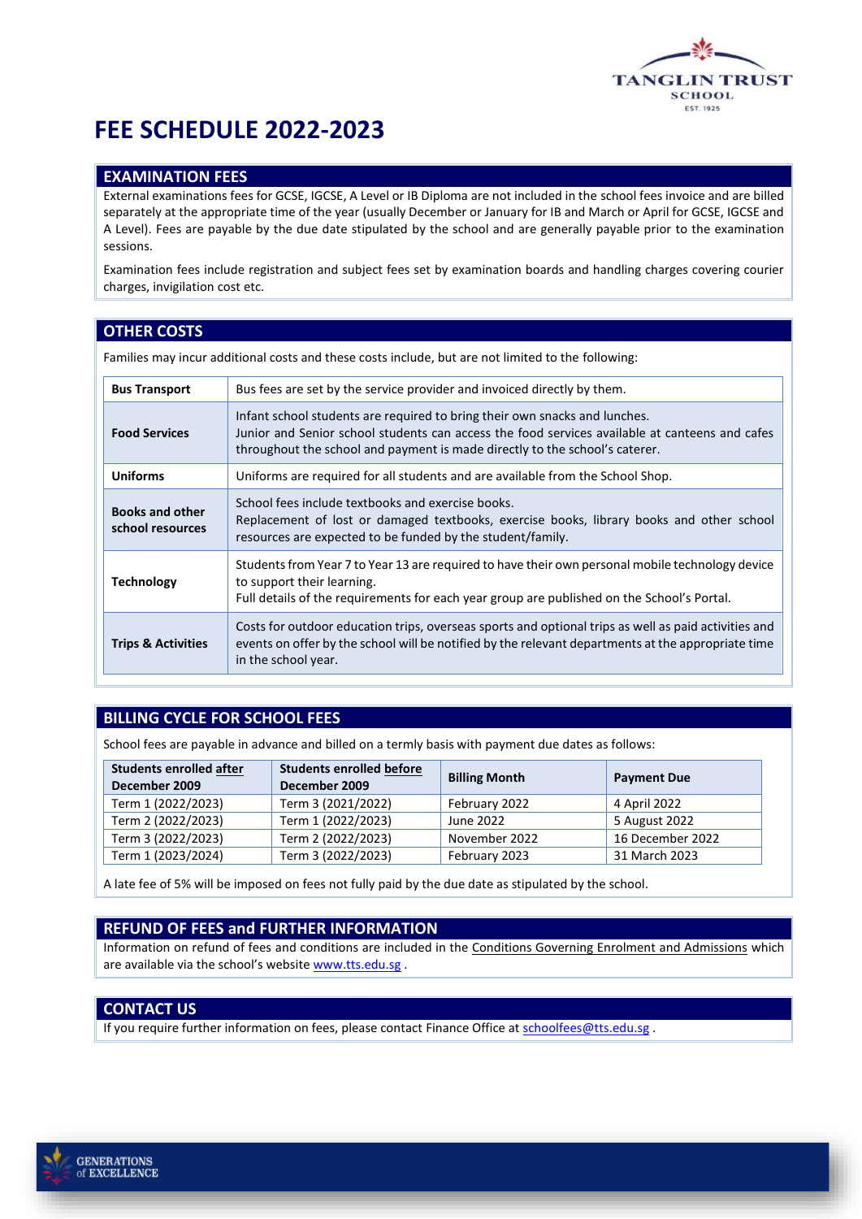# FEE SCHEDULE 2022-2023

## EXAMINATION FEES

External examinations fees for GCSE, IGCSE, A Level or IB Diploma are not included in the school fees invoice and are billed separately at the appropriate time of the year (usually December or January for IB and March or April for GCSE, IGCSE and A Level). Fees are payable by the due date stipulated by the school and are generally payable prior to the examination sessions.

Examination fees include registration and subject fees set by examination boards and handling charges covering courier charges, invigilation cost etc.

## OTHER COSTS

Families may incur additional costs and these costs include, but are not limited to the following:

| | |
|---|---|
| **Bus Transport** | Bus fees are set by the service provider and invoiced directly by them. |
| **Food Services** | Infant school students are required to bring their own snacks and lunches.<br>Junior and Senior school students can access the food services available at canteens and cafes throughout the school and payment is made directly to the school's caterer. |
| **Uniforms** | Uniforms are required for all students and are available from the School Shop. |
| **Books and other school resources** | School fees include textbooks and exercise books.<br>Replacement of lost or damaged textbooks, exercise books, library books and other school resources are expected to be funded by the student/family. |
| **Technology** | Students from Year 7 to Year 13 are required to have their own personal mobile technology device to support their learning.<br>Full details of the requirements for each year group are published on the School's Portal. |
| **Trips & Activities** | Costs for outdoor education trips, overseas sports and optional trips as well as paid activities and events on offer by the school will be notified by the relevant departments at the appropriate time in the school year. |

## BILLING CYCLE FOR SCHOOL FEES

School fees are payable in advance and billed on a termly basis with payment due dates as follows:

| Students enrolled after December 2009 | Students enrolled before December 2009 | Billing Month | Payment Due |
|---|---|---|---|
| Term 1 (2022/2023) | Term 3 (2021/2022) | February 2022 | 4 April 2022 |
| Term 2 (2022/2023) | Term 1 (2022/2023) | June 2022 | 5 August 2022 |
| Term 3 (2022/2023) | Term 2 (2022/2023) | November 2022 | 16 December 2022 |
| Term 1 (2023/2024) | Term 3 (2022/2023) | February 2023 | 31 March 2023 |

A late fee of 5% will be imposed on fees not fully paid by the due date as stipulated by the school.

## REFUND OF FEES and FURTHER INFORMATION

Information on refund of fees and conditions are included in the Conditions Governing Enrolment and Admissions which are available via the school's website www.tts.edu.sg .

## CONTACT US

If you require further information on fees, please contact Finance Office at schoolfees@tts.edu.sg .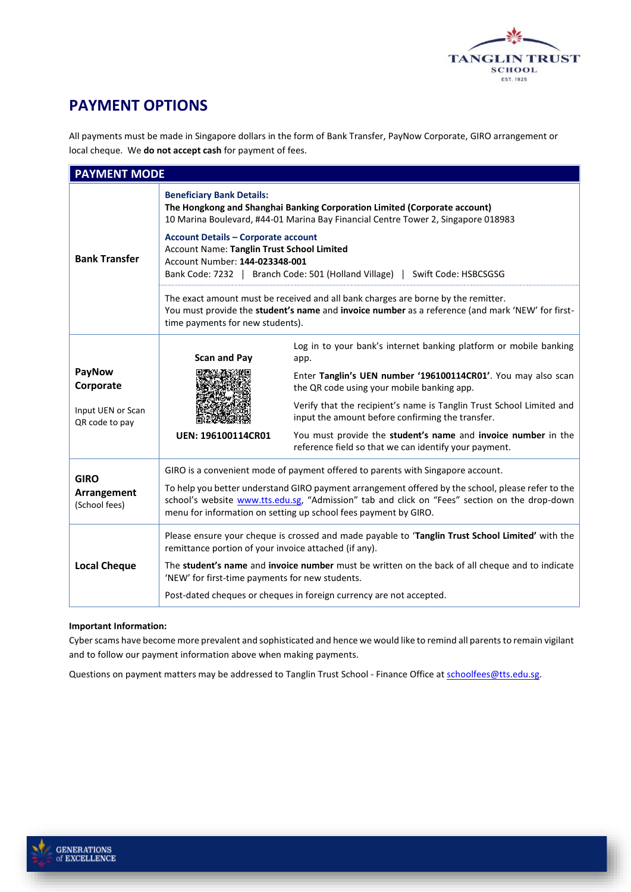# PAYMENT OPTIONS

All payments must be made in Singapore dollars in the form of Bank Transfer, PayNow Corporate, GIRO arrangement or local cheque. We **do not accept cash** for payment of fees.

| PAYMENT MODE | | |
|---|---|---|
| **Bank Transfer** | **Beneficiary Bank Details:**<br>**The Hongkong and Shanghai Banking Corporation Limited (Corporate account)**<br>10 Marina Boulevard, #44-01 Marina Bay Financial Centre Tower 2, Singapore 018983<br><br>**Account Details – Corporate account**<br>Account Name: **Tanglin Trust School Limited**<br>Account Number: **144-023348-001**<br>Bank Code: 7232 \| Branch Code: 501 (Holland Village) \| Swift Code: HSBCSGSG<br><br>The exact amount must be received and all bank charges are borne by the remitter.<br>You must provide the **student's name** and **invoice number** as a reference (and mark 'NEW' for first-time payments for new students). | |
| **PayNow Corporate**<br><br>Input UEN or Scan QR code to pay | **Scan and Pay**<br><br>**UEN: 196100114CR01** | Log in to your bank's internet banking platform or mobile banking app.<br><br>Enter **Tanglin's UEN number '196100114CR01'**. You may also scan the QR code using your mobile banking app.<br><br>Verify that the recipient's name is Tanglin Trust School Limited and input the amount before confirming the transfer.<br><br>You must provide the **student's name** and **invoice number** in the reference field so that we can identify your payment. |
| **GIRO Arrangement**<br>(School fees) | GIRO is a convenient mode of payment offered to parents with Singapore account.<br><br>To help you better understand GIRO payment arrangement offered by the school, please refer to the school's website www.tts.edu.sg, "Admission" tab and click on "Fees" section on the drop-down menu for information on setting up school fees payment by GIRO. | |
| **Local Cheque** | Please ensure your cheque is crossed and made payable to '**Tanglin Trust School Limited**' with the remittance portion of your invoice attached (if any).<br><br>The **student's name** and **invoice number** must be written on the back of all cheque and to indicate 'NEW' for first-time payments for new students.<br><br>Post-dated cheques or cheques in foreign currency are not accepted. | |

**Important Information:**

Cyber scams have become more prevalent and sophisticated and hence we would like to remind all parents to remain vigilant and to follow our payment information above when making payments.

Questions on payment matters may be addressed to Tanglin Trust School - Finance Office at schoolfees@tts.edu.sg.